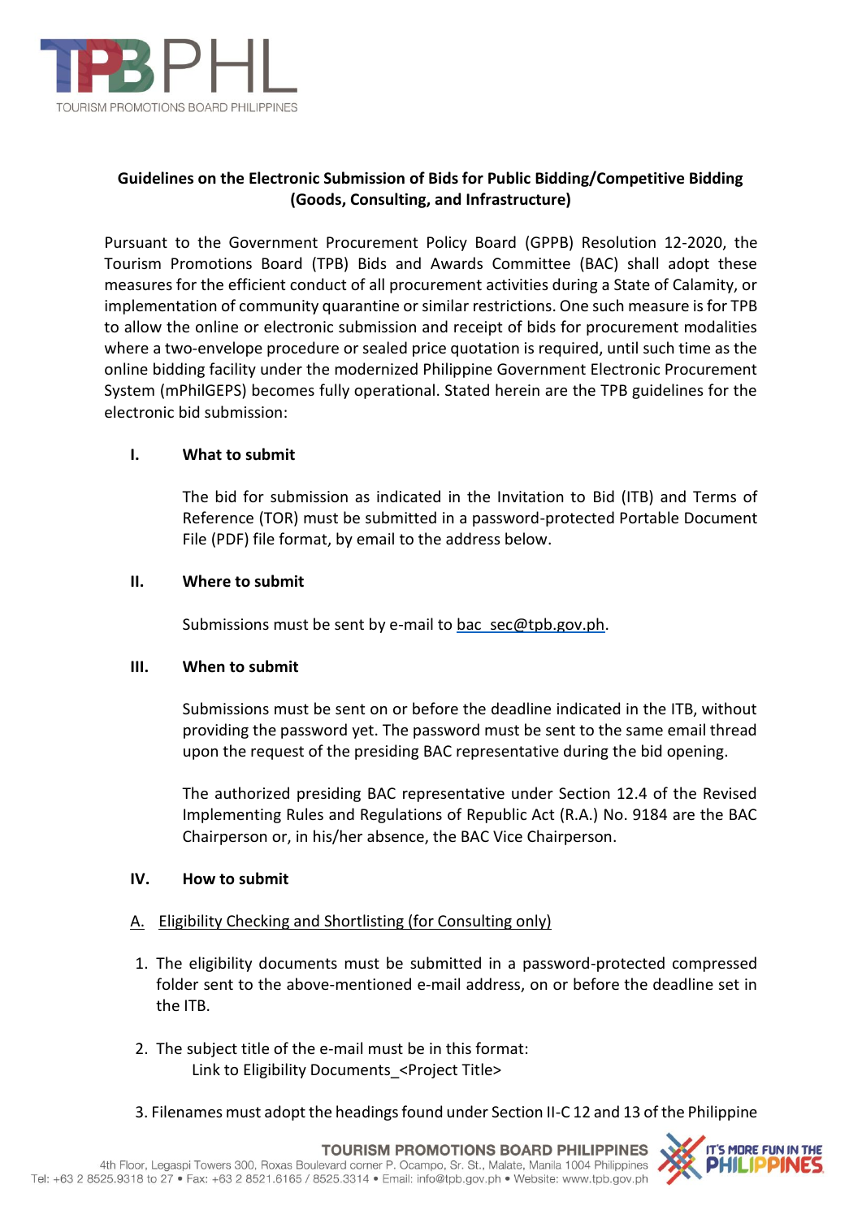## Guidelines on the Electronic Submission of Bids for Public Bidding/Competitive Bidding (Goods, Consulting, and Infrastructure)

Pursuant to the Government Procurement Policy Board (GPPB) Resolution 12-2020, the Tourism Promotions Board (TPB) Bids and Awards Committee (BAC) shall adopt these measures for the efficient conduct of all procurement activities during a State of Calamity, or implementation of community quarantine or similar restrictions. One such measure is for TPB to allow the online or electronic submission and receipt of bids for procurement modalities where a two-envelope procedure or sealed price quotation is required, until such time as the online bidding facility under the modernized Philippine Government Electronic Procurement System (mPhilGEPS) becomes fully operational. Stated herein are the TPB guidelines for the electronic bid submission:

### I. What to submit

The bid for submission as indicated in the Invitation to Bid (ITB) and Terms of Reference (TOR) must be submitted in a password-protected Portable Document File (PDF) file format, by email to the address below.

### II. Where to submit

Submissions must be sent by e-mail to bac_sec@tpb.gov.ph.

### III. When to submit

Submissions must be sent on or before the deadline indicated in the ITB, without providing the password yet. The password must be sent to the same email thread upon the request of the presiding BAC representative during the bid opening.

The authorized presiding BAC representative under Section 12.4 of the Revised Implementing Rules and Regulations of Republic Act (R.A.) No. 9184 are the BAC Chairperson or, in his/her absence, the BAC Vice Chairperson.

### IV. How to submit

A. <u>Eligibility Checking and Shortlisting (for Consulting only)</u>

1. The eligibility documents must be submitted in a password-protected compressed folder sent to the above-mentioned e-mail address, on or before the deadline set in the ITB.

2. The subject title of the e-mail must be in this format:
   Link to Eligibility Documents_<Project Title>

3. Filenames must adopt the headings found under Section II-C 12 and 13 of the Philippine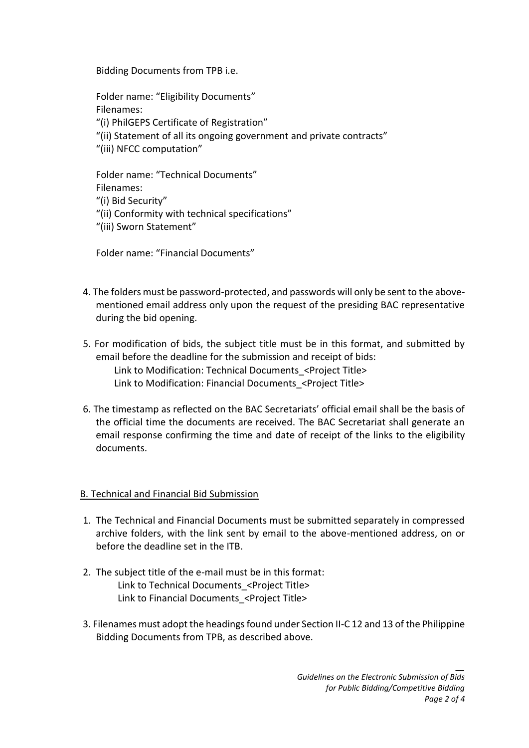Bidding Documents from TPB i.e.

Folder name: "Eligibility Documents"
Filenames:
"(i) PhilGEPS Certificate of Registration"
"(ii) Statement of all its ongoing government and private contracts"
"(iii) NFCC computation"

Folder name: "Technical Documents"
Filenames:
"(i) Bid Security"
"(ii) Conformity with technical specifications"
"(iii) Sworn Statement"

Folder name: "Financial Documents"

4. The folders must be password-protected, and passwords will only be sent to the above-mentioned email address only upon the request of the presiding BAC representative during the bid opening.

5. For modification of bids, the subject title must be in this format, and submitted by email before the deadline for the submission and receipt of bids:
   Link to Modification: Technical Documents_<Project Title>
   Link to Modification: Financial Documents_<Project Title>

6. The timestamp as reflected on the BAC Secretariats' official email shall be the basis of the official time the documents are received. The BAC Secretariat shall generate an email response confirming the time and date of receipt of the links to the eligibility documents.

## B. Technical and Financial Bid Submission

1. The Technical and Financial Documents must be submitted separately in compressed archive folders, with the link sent by email to the above-mentioned address, on or before the deadline set in the ITB.

2. The subject title of the e-mail must be in this format:
   Link to Technical Documents_<Project Title>
   Link to Financial Documents_<Project Title>

3. Filenames must adopt the headings found under Section II-C 12 and 13 of the Philippine Bidding Documents from TPB, as described above.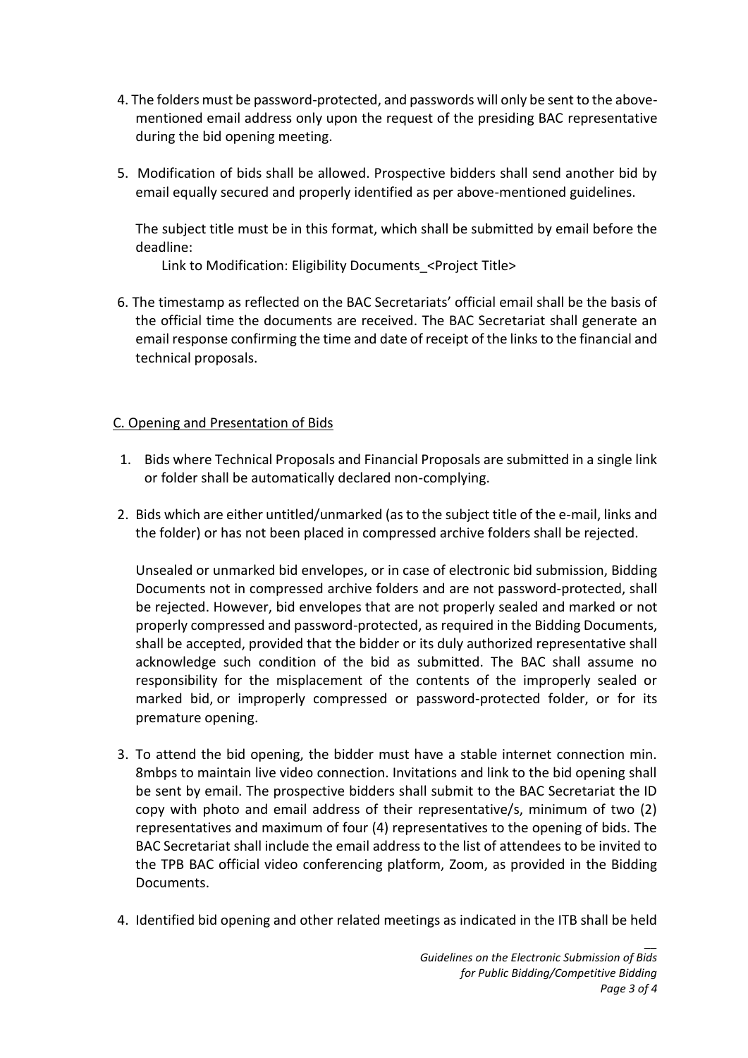4. The folders must be password-protected, and passwords will only be sent to the above-mentioned email address only upon the request of the presiding BAC representative during the bid opening meeting.

5. Modification of bids shall be allowed. Prospective bidders shall send another bid by email equally secured and properly identified as per above-mentioned guidelines.

   The subject title must be in this format, which shall be submitted by email before the deadline:

   Link to Modification: Eligibility Documents_<Project Title>

6. The timestamp as reflected on the BAC Secretariats' official email shall be the basis of the official time the documents are received. The BAC Secretariat shall generate an email response confirming the time and date of receipt of the links to the financial and technical proposals.

C. Opening and Presentation of Bids

1. Bids where Technical Proposals and Financial Proposals are submitted in a single link or folder shall be automatically declared non-complying.

2. Bids which are either untitled/unmarked (as to the subject title of the e-mail, links and the folder) or has not been placed in compressed archive folders shall be rejected.

   Unsealed or unmarked bid envelopes, or in case of electronic bid submission, Bidding Documents not in compressed archive folders and are not password-protected, shall be rejected. However, bid envelopes that are not properly sealed and marked or not properly compressed and password-protected, as required in the Bidding Documents, shall be accepted, provided that the bidder or its duly authorized representative shall acknowledge such condition of the bid as submitted. The BAC shall assume no responsibility for the misplacement of the contents of the improperly sealed or marked bid, or improperly compressed or password-protected folder, or for its premature opening.

3. To attend the bid opening, the bidder must have a stable internet connection min. 8mbps to maintain live video connection. Invitations and link to the bid opening shall be sent by email. The prospective bidders shall submit to the BAC Secretariat the ID copy with photo and email address of their representative/s, minimum of two (2) representatives and maximum of four (4) representatives to the opening of bids. The BAC Secretariat shall include the email address to the list of attendees to be invited to the TPB BAC official video conferencing platform, Zoom, as provided in the Bidding Documents.

4. Identified bid opening and other related meetings as indicated in the ITB shall be held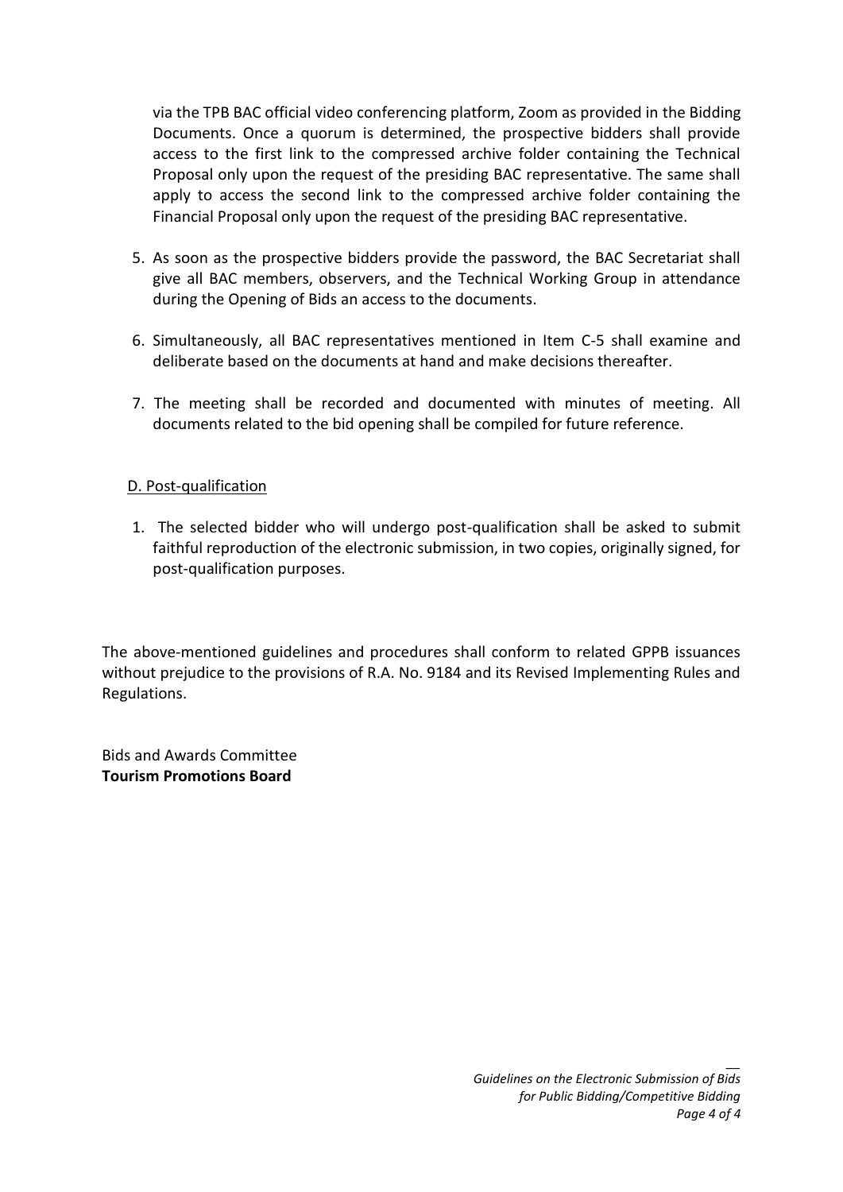via the TPB BAC official video conferencing platform, Zoom as provided in the Bidding Documents. Once a quorum is determined, the prospective bidders shall provide access to the first link to the compressed archive folder containing the Technical Proposal only upon the request of the presiding BAC representative. The same shall apply to access the second link to the compressed archive folder containing the Financial Proposal only upon the request of the presiding BAC representative.

5. As soon as the prospective bidders provide the password, the BAC Secretariat shall give all BAC members, observers, and the Technical Working Group in attendance during the Opening of Bids an access to the documents.

6. Simultaneously, all BAC representatives mentioned in Item C-5 shall examine and deliberate based on the documents at hand and make decisions thereafter.

7. The meeting shall be recorded and documented with minutes of meeting. All documents related to the bid opening shall be compiled for future reference.

D. Post-qualification

1. The selected bidder who will undergo post-qualification shall be asked to submit faithful reproduction of the electronic submission, in two copies, originally signed, for post-qualification purposes.

The above-mentioned guidelines and procedures shall conform to related GPPB issuances without prejudice to the provisions of R.A. No. 9184 and its Revised Implementing Rules and Regulations.

Bids and Awards Committee
**Tourism Promotions Board**